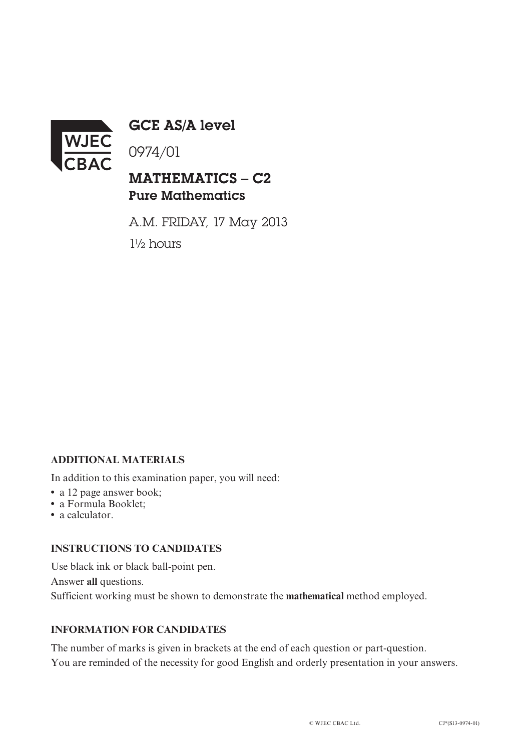WJEC CBAC

# GCE AS/A level

0974/01

## MATHEMATICS – C2
### Pure Mathematics

A.M. FRIDAY, 17 May 2013

1½ hours

**ADDITIONAL MATERIALS**

In addition to this examination paper, you will need:

- a 12 page answer book;
- a Formula Booklet;
- a calculator.

**INSTRUCTIONS TO CANDIDATES**

Use black ink or black ball-point pen.

Answer **all** questions.

Sufficient working must be shown to demonstrate the **mathematical** method employed.

**INFORMATION FOR CANDIDATES**

The number of marks is given in brackets at the end of each question or part-question.

You are reminded of the necessity for good English and orderly presentation in your answers.

© WJEC CBAC Ltd. CJ*(S13-0974-01)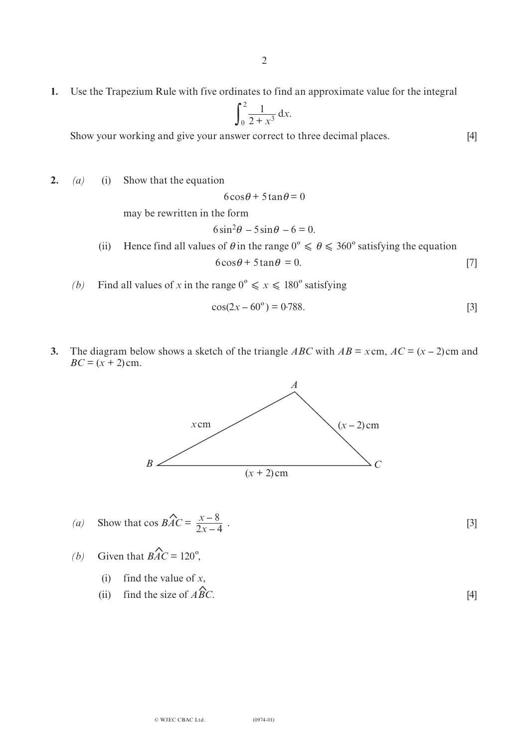**1.** Use the Trapezium Rule with five ordinates to find an approximate value for the integral

$$\int_0^2 \frac{1}{2 + x^3}\, dx.$$

Show your working and give your answer correct to three decimal places. [4]

**2.** *(a)* (i) Show that the equation

$$6\cos\theta + 5\tan\theta = 0$$

may be rewritten in the form

$$6\sin^2\theta - 5\sin\theta - 6 = 0.$$

(ii) Hence find all values of $\theta$ in the range $0^\circ \leqslant \theta \leqslant 360^\circ$ satisfying the equation

$$6\cos\theta + 5\tan\theta = 0.$$ [7]

*(b)* Find all values of $x$ in the range $0^\circ \leqslant x \leqslant 180^\circ$ satisfying

$$\cos(2x - 60^\circ) = 0{\cdot}788.$$ [3]

**3.** The diagram below shows a sketch of the triangle $ABC$ with $AB = x$ cm, $AC = (x - 2)$ cm and $BC = (x + 2)$ cm.

*(a)* Show that $\cos B\hat{A}C = \dfrac{x - 8}{2x - 4}$. [3]

*(b)* Given that $B\hat{A}C = 120^\circ$,

(i) find the value of $x$,

(ii) find the size of $A\hat{B}C$. [4]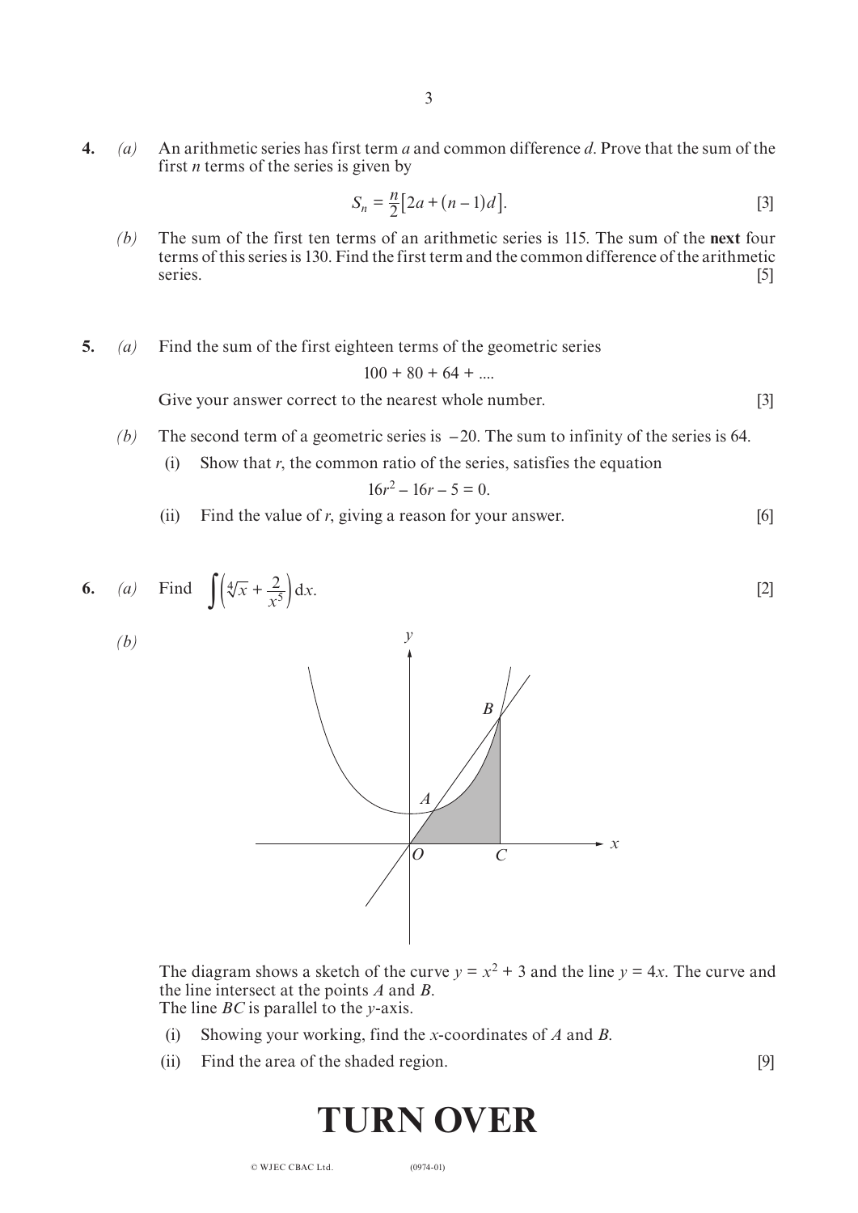**4.** *(a)* An arithmetic series has first term $a$ and common difference $d$. Prove that the sum of the first $n$ terms of the series is given by

$$S_n = \frac{n}{2}\left[2a + (n-1)d\right].$$ [3]

*(b)* The sum of the first ten terms of an arithmetic series is 115. The sum of the **next** four terms of this series is 130. Find the first term and the common difference of the arithmetic series. [5]

**5.** *(a)* Find the sum of the first eighteen terms of the geometric series

$$100 + 80 + 64 + ....$$

Give your answer correct to the nearest whole number. [3]

*(b)* The second term of a geometric series is $-20$. The sum to infinity of the series is 64.

(i) Show that $r$, the common ratio of the series, satisfies the equation

$$16r^2 - 16r - 5 = 0.$$

(ii) Find the value of $r$, giving a reason for your answer. [6]

**6.** *(a)* Find $\displaystyle\int\left(\sqrt[4]{x} + \frac{2}{x^5}\right)\mathrm{d}x.$ [2]

*(b)*

The diagram shows a sketch of the curve $y = x^2 + 3$ and the line $y = 4x$. The curve and the line intersect at the points $A$ and $B$.
The line $BC$ is parallel to the $y$-axis.

(i) Showing your working, find the $x$-coordinates of $A$ and $B$.

(ii) Find the area of the shaded region. [9]

# TURN OVER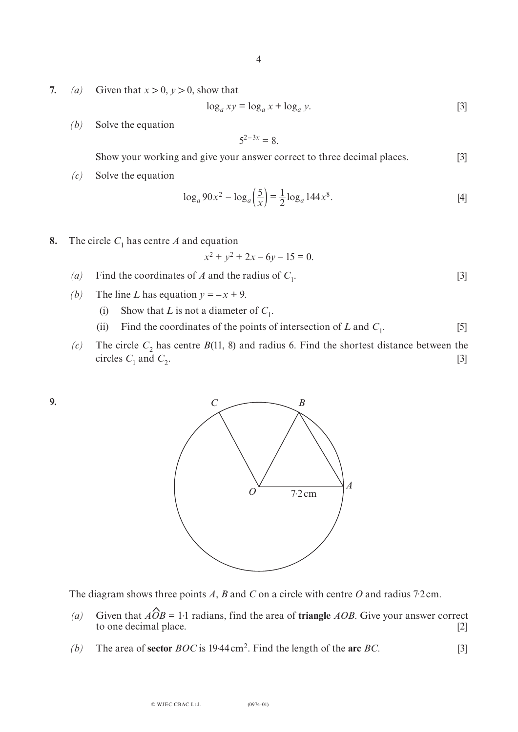**7.** *(a)* Given that $x > 0$, $y > 0$, show that

$$\log_a xy = \log_a x + \log_a y. \qquad [3]$$

*(b)* Solve the equation

$$5^{2-3x} = 8.$$

Show your working and give your answer correct to three decimal places. [3]

*(c)* Solve the equation

$$\log_a 90x^2 - \log_a\left(\frac{5}{x}\right) = \frac{1}{2}\log_a 144x^8. \qquad [4]$$

**8.** The circle $C_1$ has centre $A$ and equation

$$x^2 + y^2 + 2x - 6y - 15 = 0.$$

*(a)* Find the coordinates of $A$ and the radius of $C_1$. [3]

*(b)* The line $L$ has equation $y = -x + 9$.

(i) Show that $L$ is not a diameter of $C_1$.

(ii) Find the coordinates of the points of intersection of $L$ and $C_1$. [5]

*(c)* The circle $C_2$ has centre $B(11, 8)$ and radius 6. Find the shortest distance between the circles $C_1$ and $C_2$. [3]

**9.**

C

B

A

O

7·2 cm

The diagram shows three points $A$, $B$ and $C$ on a circle with centre $O$ and radius 7·2 cm.

*(a)* Given that $A\hat{O}B = 1{\cdot}1$ radians, find the area of **triangle** $AOB$. Give your answer correct to one decimal place. [2]

*(b)* The area of **sector** $BOC$ is $19{\cdot}44\,\text{cm}^2$. Find the length of the **arc** $BC$. [3]